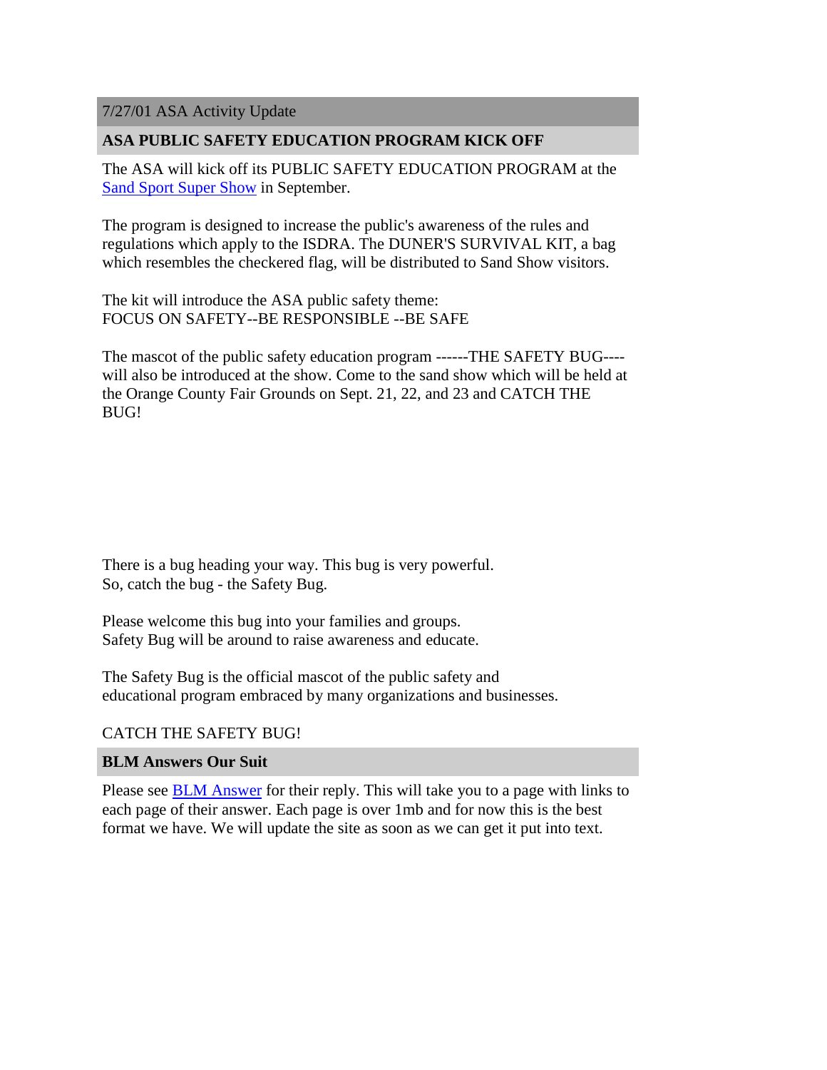7/27/01 ASA Activity Update

## ASA PUBLIC SAFETY EDUCATION PROGRAM KICK OFF

The ASA will kick off its PUBLIC SAFETY EDUCATION PROGRAM at the Sand Sport Super Show in September.

The program is designed to increase the public's awareness of the rules and regulations which apply to the ISDRA. The DUNER'S SURVIVAL KIT, a bag which resembles the checkered flag, will be distributed to Sand Show visitors.

The kit will introduce the ASA public safety theme:
FOCUS ON SAFETY--BE RESPONSIBLE --BE SAFE

The mascot of the public safety education program ------THE SAFETY BUG---- will also be introduced at the show. Come to the sand show which will be held at the Orange County Fair Grounds on Sept. 21, 22, and 23 and CATCH THE BUG!

There is a bug heading your way. This bug is very powerful.
So, catch the bug - the Safety Bug.

Please welcome this bug into your families and groups.
Safety Bug will be around to raise awareness and educate.

The Safety Bug is the official mascot of the public safety and
educational program embraced by many organizations and businesses.

CATCH THE SAFETY BUG!

## BLM Answers Our Suit

Please see BLM Answer for their reply. This will take you to a page with links to each page of their answer. Each page is over 1mb and for now this is the best format we have. We will update the site as soon as we can get it put into text.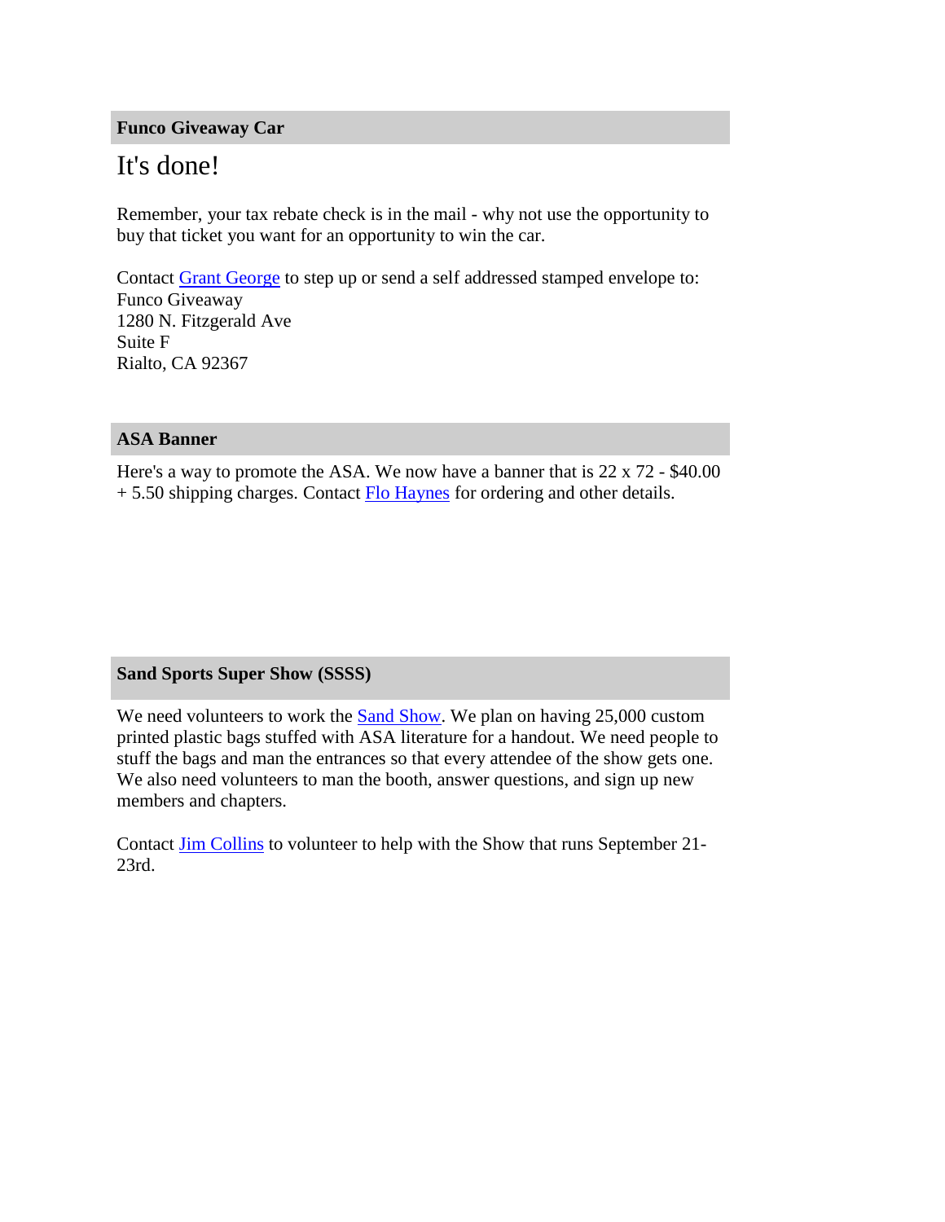## Funco Giveaway Car

# It's done!

Remember, your tax rebate check is in the mail - why not use the opportunity to buy that ticket you want for an opportunity to win the car.

Contact Grant George to step up or send a self addressed stamped envelope to:
Funco Giveaway
1280 N. Fitzgerald Ave
Suite F
Rialto, CA 92367

## ASA Banner

Here's a way to promote the ASA. We now have a banner that is 22 x 72 - $40.00 + 5.50 shipping charges. Contact Flo Haynes for ordering and other details.

## Sand Sports Super Show (SSSS)

We need volunteers to work the Sand Show. We plan on having 25,000 custom printed plastic bags stuffed with ASA literature for a handout. We need people to stuff the bags and man the entrances so that every attendee of the show gets one. We also need volunteers to man the booth, answer questions, and sign up new members and chapters.

Contact Jim Collins to volunteer to help with the Show that runs September 21-23rd.